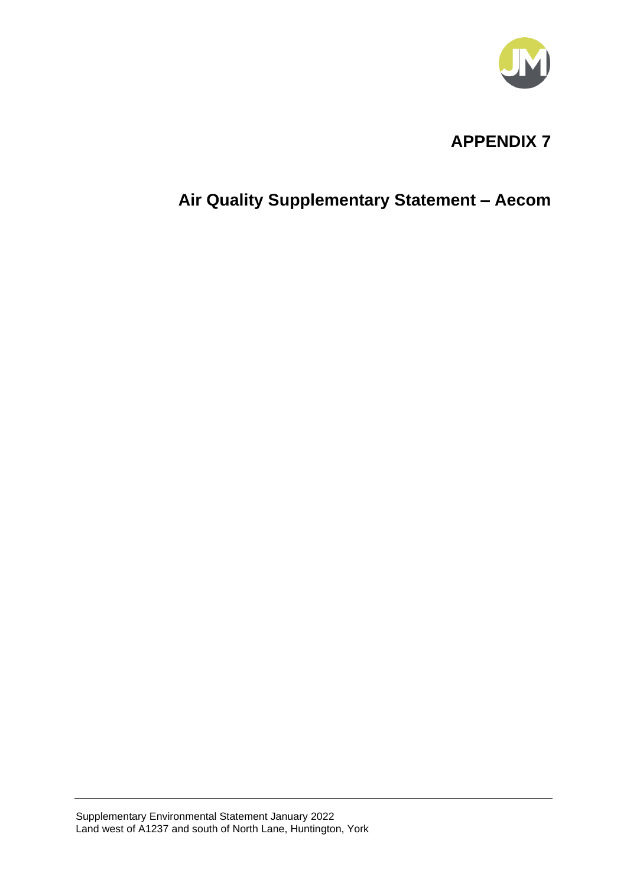# APPENDIX 7

## Air Quality Supplementary Statement – Aecom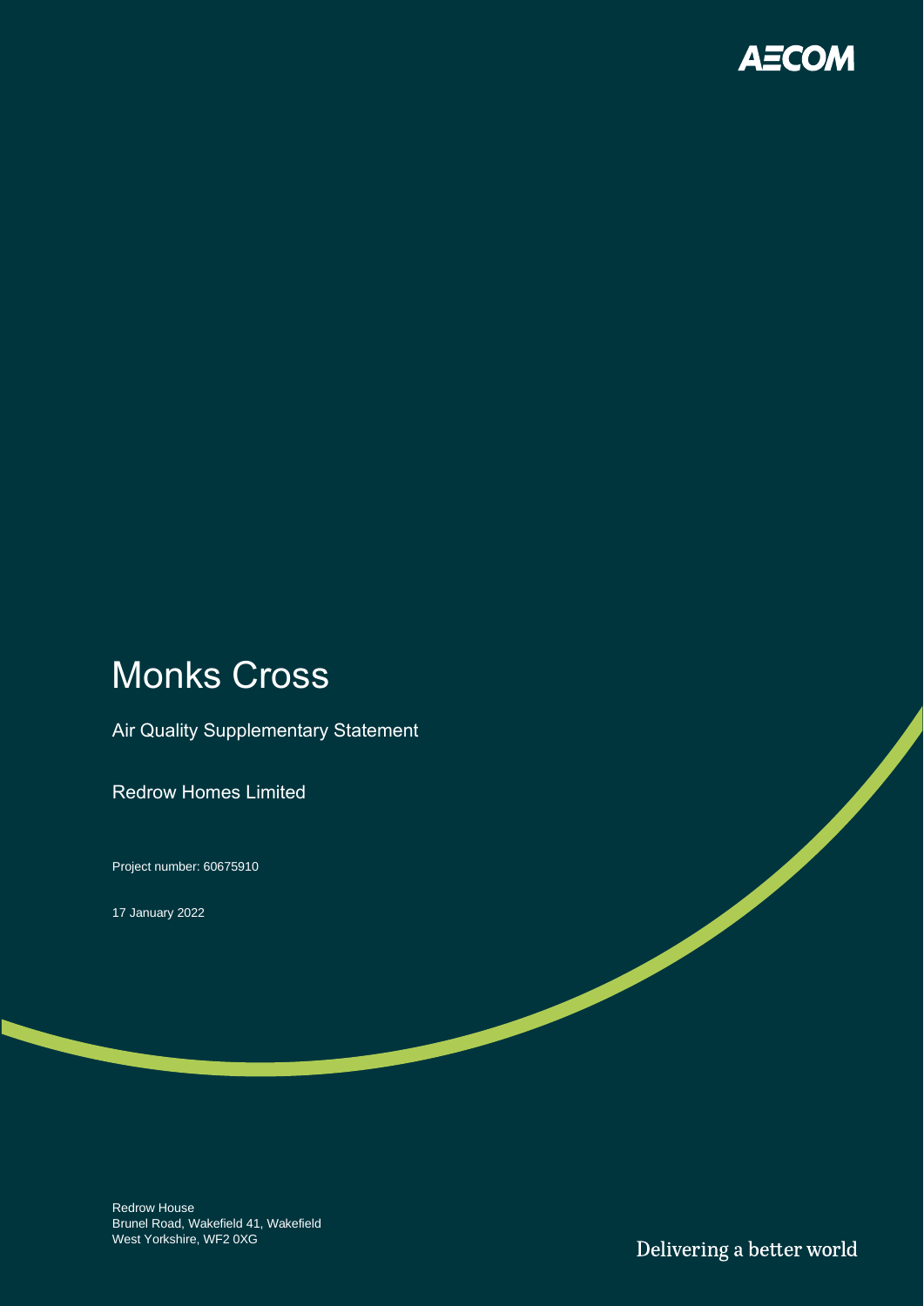# Monks Cross

Air Quality Supplementary Statement

Redrow Homes Limited

Project number: 60675910

17 January 2022

Redrow House
Brunel Road, Wakefield 41, Wakefield
West Yorkshire, WF2 0XG

Delivering a better world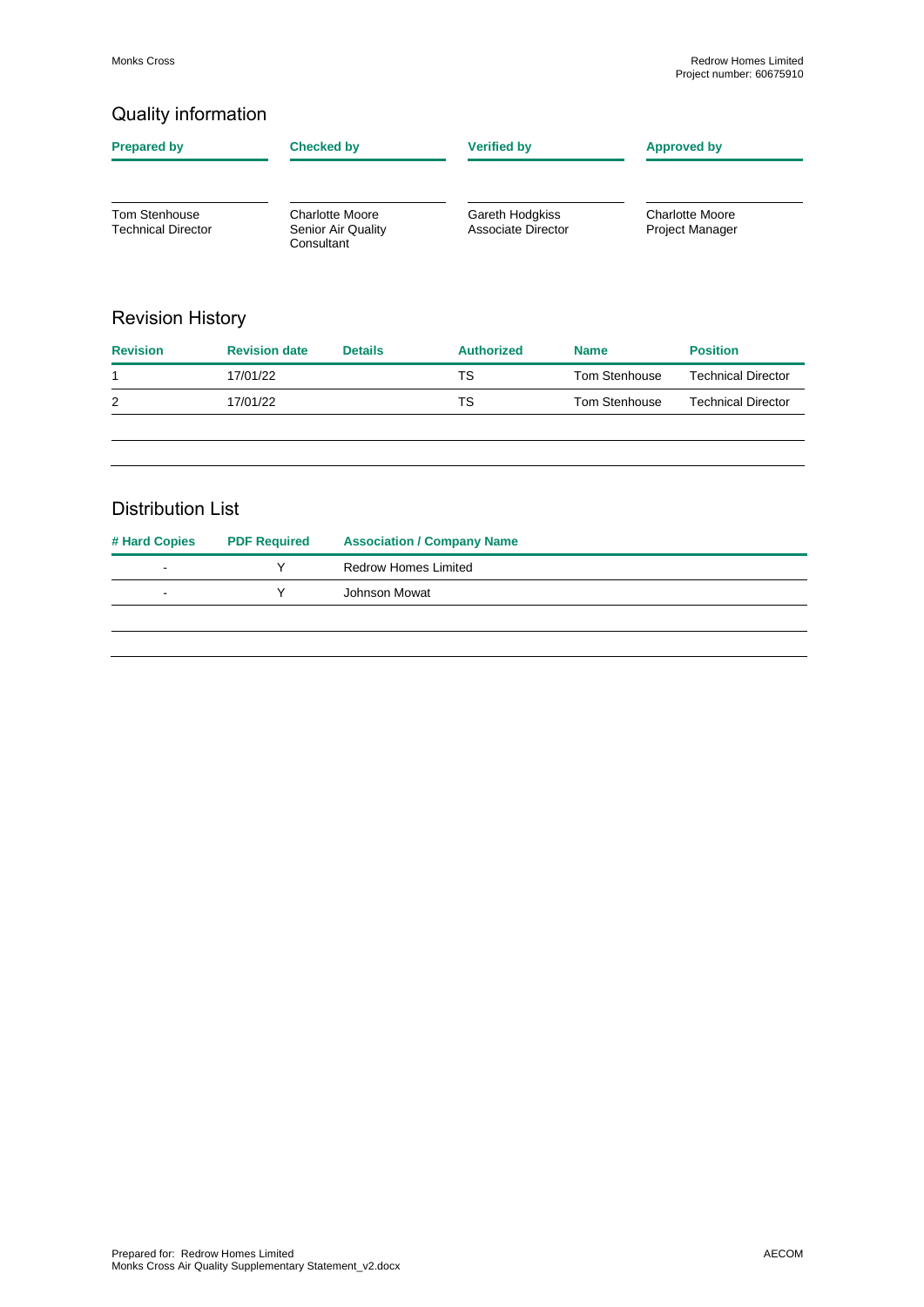## Quality information

| Prepared by | Checked by | Verified by | Approved by |
|---|---|---|---|
| Tom Stenhouse<br>Technical Director | Charlotte Moore<br>Senior Air Quality Consultant | Gareth Hodgkiss<br>Associate Director | Charlotte Moore<br>Project Manager |

## Revision History

| Revision | Revision date | Details | Authorized | Name | Position |
|---|---|---|---|---|---|
| 1 | 17/01/22 | | TS | Tom Stenhouse | Technical Director |
| 2 | 17/01/22 | | TS | Tom Stenhouse | Technical Director |
| | | | | | |
| | | | | | |

## Distribution List

| # Hard Copies | PDF Required | Association / Company Name |
|---|---|---|
| - | Y | Redrow Homes Limited |
| - | Y | Johnson Mowat |
| | | |
| | | |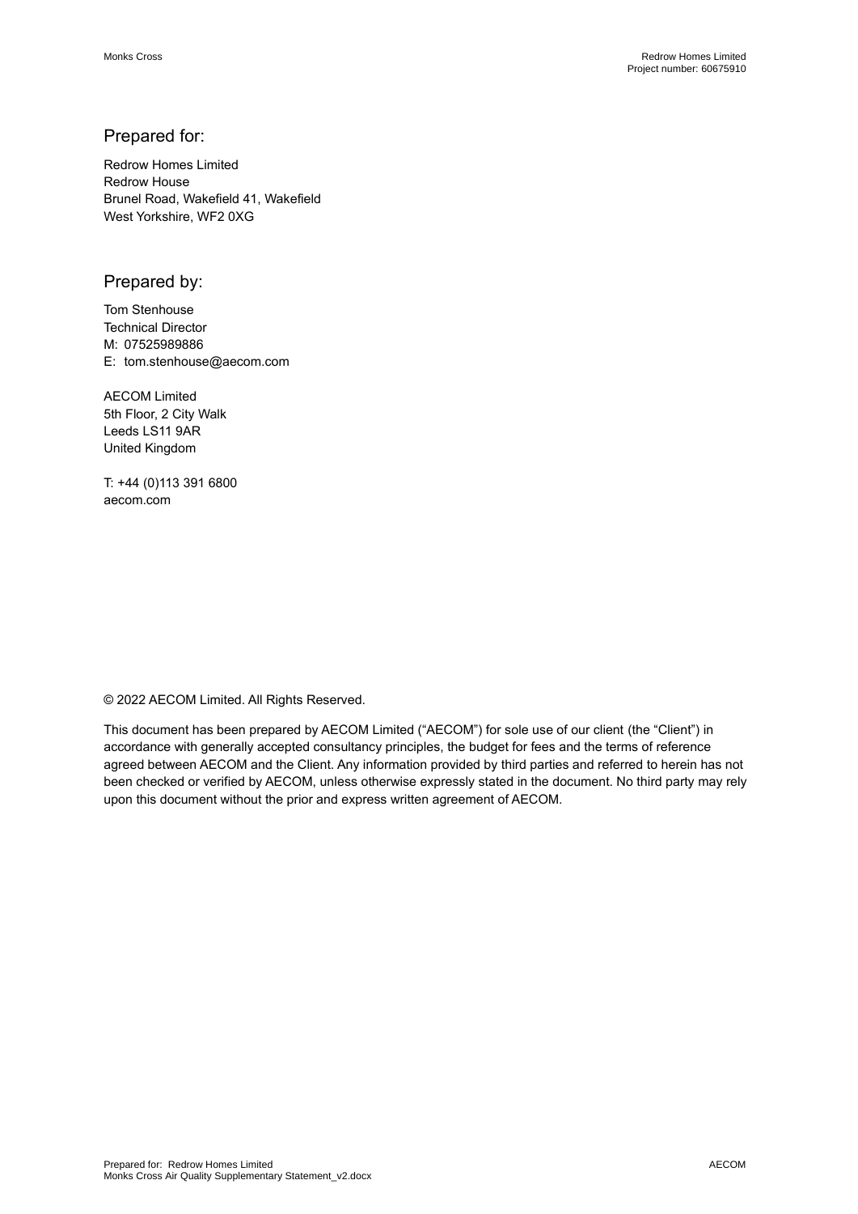## Prepared for:

Redrow Homes Limited
Redrow House
Brunel Road, Wakefield 41, Wakefield
West Yorkshire, WF2 0XG

## Prepared by:

Tom Stenhouse
Technical Director
M: 07525989886
E: tom.stenhouse@aecom.com

AECOM Limited
5th Floor, 2 City Walk
Leeds LS11 9AR
United Kingdom

T: +44 (0)113 391 6800
aecom.com

© 2022 AECOM Limited. All Rights Reserved.

This document has been prepared by AECOM Limited ("AECOM") for sole use of our client (the "Client") in accordance with generally accepted consultancy principles, the budget for fees and the terms of reference agreed between AECOM and the Client. Any information provided by third parties and referred to herein has not been checked or verified by AECOM, unless otherwise expressly stated in the document. No third party may rely upon this document without the prior and express written agreement of AECOM.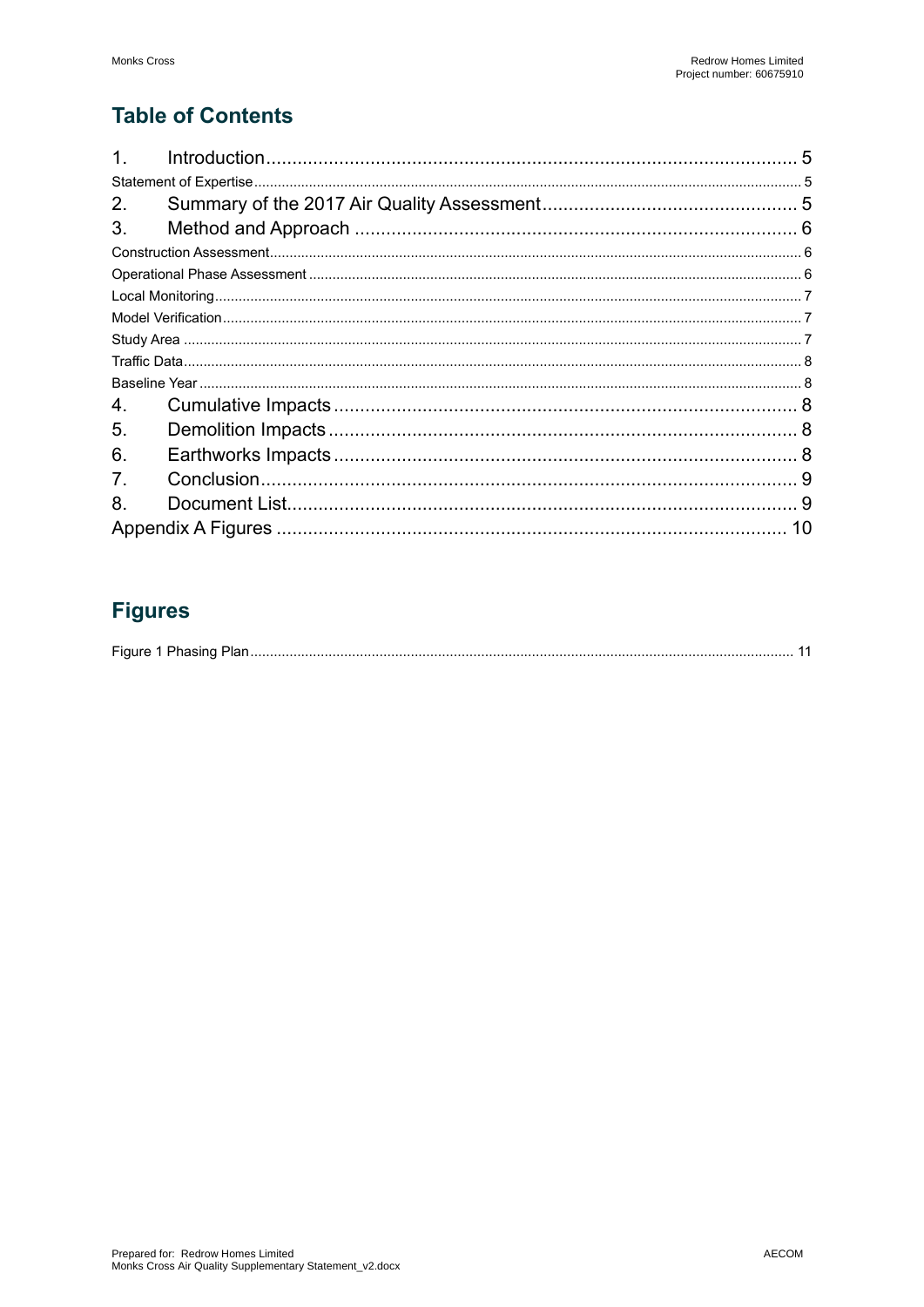## Table of Contents

| | | |
|---|---|---|
| 1. | Introduction | 5 |
| Statement of Expertise | | 5 |
| 2. | Summary of the 2017 Air Quality Assessment | 5 |
| 3. | Method and Approach | 6 |
| Construction Assessment | | 6 |
| Operational Phase Assessment | | 6 |
| Local Monitoring | | 7 |
| Model Verification | | 7 |
| Study Area | | 7 |
| Traffic Data | | 8 |
| Baseline Year | | 8 |
| 4. | Cumulative Impacts | 8 |
| 5. | Demolition Impacts | 8 |
| 6. | Earthworks Impacts | 8 |
| 7. | Conclusion | 9 |
| 8. | Document List | 9 |
| Appendix A Figures | | 10 |

## Figures

| | |
|---|---|
| Figure 1 Phasing Plan | 11 |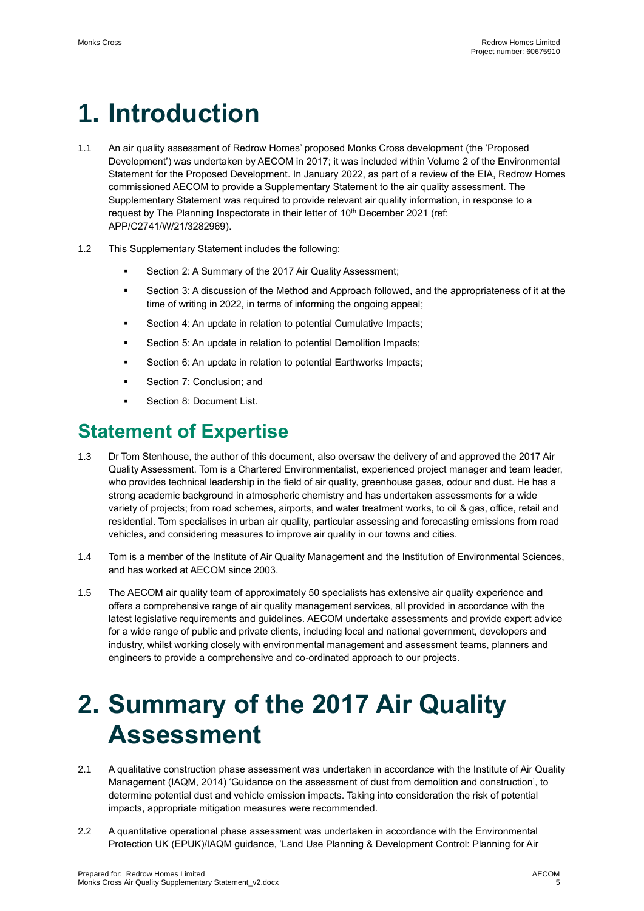# 1. Introduction

1.1 An air quality assessment of Redrow Homes' proposed Monks Cross development (the 'Proposed Development') was undertaken by AECOM in 2017; it was included within Volume 2 of the Environmental Statement for the Proposed Development. In January 2022, as part of a review of the EIA, Redrow Homes commissioned AECOM to provide a Supplementary Statement to the air quality assessment. The Supplementary Statement was required to provide relevant air quality information, in response to a request by The Planning Inspectorate in their letter of 10th December 2021 (ref: APP/C2741/W/21/3282969).

1.2 This Supplementary Statement includes the following:

- Section 2: A Summary of the 2017 Air Quality Assessment;
- Section 3: A discussion of the Method and Approach followed, and the appropriateness of it at the time of writing in 2022, in terms of informing the ongoing appeal;
- Section 4: An update in relation to potential Cumulative Impacts;
- Section 5: An update in relation to potential Demolition Impacts;
- Section 6: An update in relation to potential Earthworks Impacts;
- Section 7: Conclusion; and
- Section 8: Document List.

## Statement of Expertise

1.3 Dr Tom Stenhouse, the author of this document, also oversaw the delivery of and approved the 2017 Air Quality Assessment. Tom is a Chartered Environmentalist, experienced project manager and team leader, who provides technical leadership in the field of air quality, greenhouse gases, odour and dust. He has a strong academic background in atmospheric chemistry and has undertaken assessments for a wide variety of projects; from road schemes, airports, and water treatment works, to oil & gas, office, retail and residential. Tom specialises in urban air quality, particular assessing and forecasting emissions from road vehicles, and considering measures to improve air quality in our towns and cities.

1.4 Tom is a member of the Institute of Air Quality Management and the Institution of Environmental Sciences, and has worked at AECOM since 2003.

1.5 The AECOM air quality team of approximately 50 specialists has extensive air quality experience and offers a comprehensive range of air quality management services, all provided in accordance with the latest legislative requirements and guidelines. AECOM undertake assessments and provide expert advice for a wide range of public and private clients, including local and national government, developers and industry, whilst working closely with environmental management and assessment teams, planners and engineers to provide a comprehensive and co-ordinated approach to our projects.

# 2. Summary of the 2017 Air Quality Assessment

2.1 A qualitative construction phase assessment was undertaken in accordance with the Institute of Air Quality Management (IAQM, 2014) 'Guidance on the assessment of dust from demolition and construction', to determine potential dust and vehicle emission impacts. Taking into consideration the risk of potential impacts, appropriate mitigation measures were recommended.

2.2 A quantitative operational phase assessment was undertaken in accordance with the Environmental Protection UK (EPUK)/IAQM guidance, 'Land Use Planning & Development Control: Planning for Air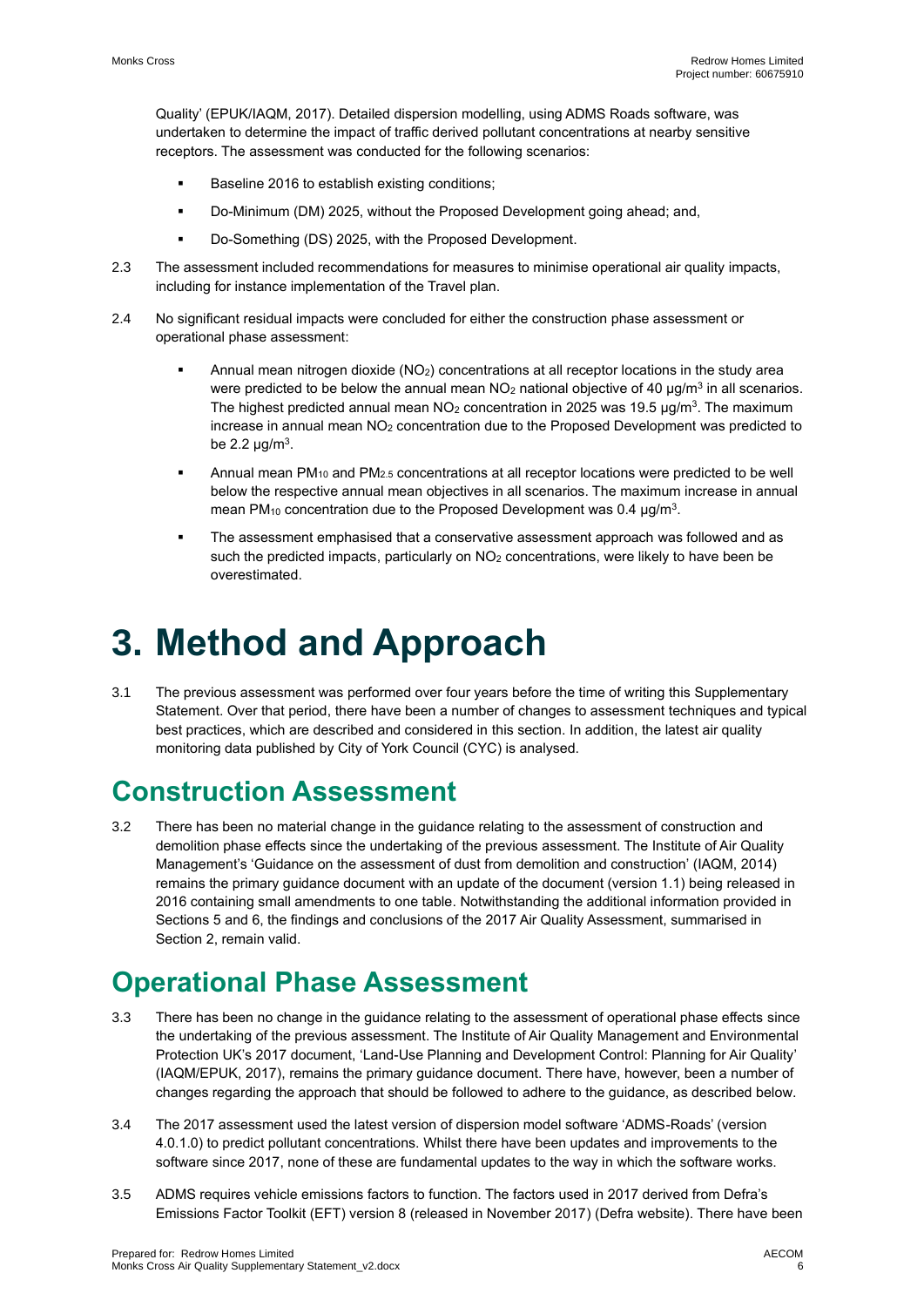Quality' (EPUK/IAQM, 2017). Detailed dispersion modelling, using ADMS Roads software, was undertaken to determine the impact of traffic derived pollutant concentrations at nearby sensitive receptors. The assessment was conducted for the following scenarios:

- Baseline 2016 to establish existing conditions;
- Do-Minimum (DM) 2025, without the Proposed Development going ahead; and,
- Do-Something (DS) 2025, with the Proposed Development.

2.3 The assessment included recommendations for measures to minimise operational air quality impacts, including for instance implementation of the Travel plan.

2.4 No significant residual impacts were concluded for either the construction phase assessment or operational phase assessment:

- Annual mean nitrogen dioxide ($NO_2$) concentrations at all receptor locations in the study area were predicted to be below the annual mean $NO_2$ national objective of 40 µg/m$^3$ in all scenarios. The highest predicted annual mean $NO_2$ concentration in 2025 was 19.5 µg/m$^3$. The maximum increase in annual mean $NO_2$ concentration due to the Proposed Development was predicted to be 2.2 µg/m$^3$.
- Annual mean $PM_{10}$ and $PM_{2.5}$ concentrations at all receptor locations were predicted to be well below the respective annual mean objectives in all scenarios. The maximum increase in annual mean $PM_{10}$ concentration due to the Proposed Development was 0.4 µg/m$^3$.
- The assessment emphasised that a conservative assessment approach was followed and as such the predicted impacts, particularly on $NO_2$ concentrations, were likely to have been be overestimated.

# 3. Method and Approach

3.1 The previous assessment was performed over four years before the time of writing this Supplementary Statement. Over that period, there have been a number of changes to assessment techniques and typical best practices, which are described and considered in this section. In addition, the latest air quality monitoring data published by City of York Council (CYC) is analysed.

## Construction Assessment

3.2 There has been no material change in the guidance relating to the assessment of construction and demolition phase effects since the undertaking of the previous assessment. The Institute of Air Quality Management's 'Guidance on the assessment of dust from demolition and construction' (IAQM, 2014) remains the primary guidance document with an update of the document (version 1.1) being released in 2016 containing small amendments to one table. Notwithstanding the additional information provided in Sections 5 and 6, the findings and conclusions of the 2017 Air Quality Assessment, summarised in Section 2, remain valid.

## Operational Phase Assessment

3.3 There has been no change in the guidance relating to the assessment of operational phase effects since the undertaking of the previous assessment. The Institute of Air Quality Management and Environmental Protection UK's 2017 document, 'Land-Use Planning and Development Control: Planning for Air Quality' (IAQM/EPUK, 2017), remains the primary guidance document. There have, however, been a number of changes regarding the approach that should be followed to adhere to the guidance, as described below.

3.4 The 2017 assessment used the latest version of dispersion model software 'ADMS-Roads' (version 4.0.1.0) to predict pollutant concentrations. Whilst there have been updates and improvements to the software since 2017, none of these are fundamental updates to the way in which the software works.

3.5 ADMS requires vehicle emissions factors to function. The factors used in 2017 derived from Defra's Emissions Factor Toolkit (EFT) version 8 (released in November 2017) (Defra website). There have been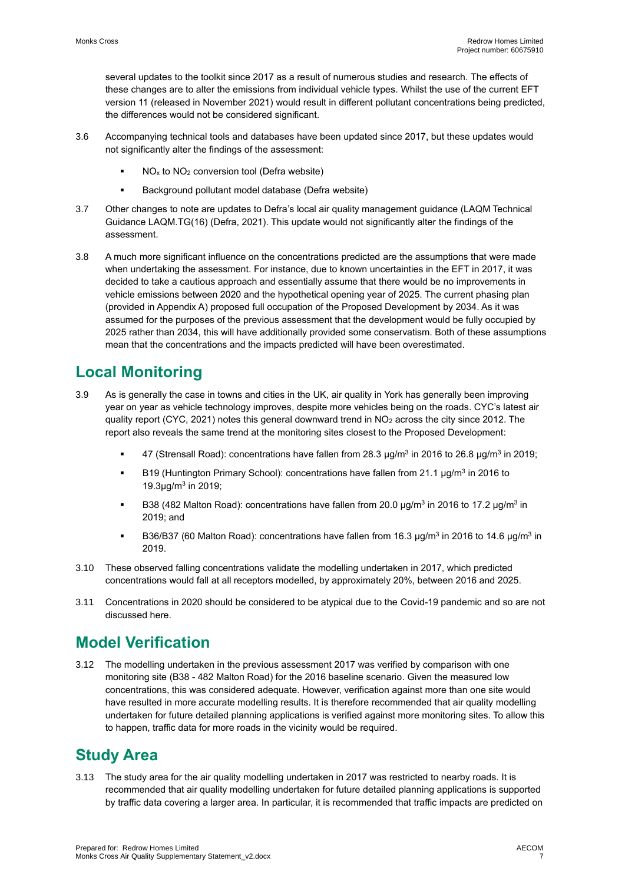several updates to the toolkit since 2017 as a result of numerous studies and research. The effects of these changes are to alter the emissions from individual vehicle types. Whilst the use of the current EFT version 11 (released in November 2021) would result in different pollutant concentrations being predicted, the differences would not be considered significant.

3.6 Accompanying technical tools and databases have been updated since 2017, but these updates would not significantly alter the findings of the assessment:

- $NO_x$ to $NO_2$ conversion tool (Defra website)
- Background pollutant model database (Defra website)

3.7 Other changes to note are updates to Defra's local air quality management guidance (LAQM Technical Guidance LAQM.TG(16) (Defra, 2021). This update would not significantly alter the findings of the assessment.

3.8 A much more significant influence on the concentrations predicted are the assumptions that were made when undertaking the assessment. For instance, due to known uncertainties in the EFT in 2017, it was decided to take a cautious approach and essentially assume that there would be no improvements in vehicle emissions between 2020 and the hypothetical opening year of 2025. The current phasing plan (provided in Appendix A) proposed full occupation of the Proposed Development by 2034. As it was assumed for the purposes of the previous assessment that the development would be fully occupied by 2025 rather than 2034, this will have additionally provided some conservatism. Both of these assumptions mean that the concentrations and the impacts predicted will have been overestimated.

## Local Monitoring

3.9 As is generally the case in towns and cities in the UK, air quality in York has generally been improving year on year as vehicle technology improves, despite more vehicles being on the roads. CYC's latest air quality report (CYC, 2021) notes this general downward trend in $NO_2$ across the city since 2012. The report also reveals the same trend at the monitoring sites closest to the Proposed Development:

- 47 (Strensall Road): concentrations have fallen from 28.3 $\mu g/m^3$ in 2016 to 26.8 $\mu g/m^3$ in 2019;
- B19 (Huntington Primary School): concentrations have fallen from 21.1 $\mu g/m^3$ in 2016 to 19.3$\mu g/m^3$ in 2019;
- B38 (482 Malton Road): concentrations have fallen from 20.0 $\mu g/m^3$ in 2016 to 17.2 $\mu g/m^3$ in 2019; and
- B36/B37 (60 Malton Road): concentrations have fallen from 16.3 $\mu g/m^3$ in 2016 to 14.6 $\mu g/m^3$ in 2019.

3.10 These observed falling concentrations validate the modelling undertaken in 2017, which predicted concentrations would fall at all receptors modelled, by approximately 20%, between 2016 and 2025.

3.11 Concentrations in 2020 should be considered to be atypical due to the Covid-19 pandemic and so are not discussed here.

## Model Verification

3.12 The modelling undertaken in the previous assessment 2017 was verified by comparison with one monitoring site (B38 - 482 Malton Road) for the 2016 baseline scenario. Given the measured low concentrations, this was considered adequate. However, verification against more than one site would have resulted in more accurate modelling results. It is therefore recommended that air quality modelling undertaken for future detailed planning applications is verified against more monitoring sites. To allow this to happen, traffic data for more roads in the vicinity would be required.

## Study Area

3.13 The study area for the air quality modelling undertaken in 2017 was restricted to nearby roads. It is recommended that air quality modelling undertaken for future detailed planning applications is supported by traffic data covering a larger area. In particular, it is recommended that traffic impacts are predicted on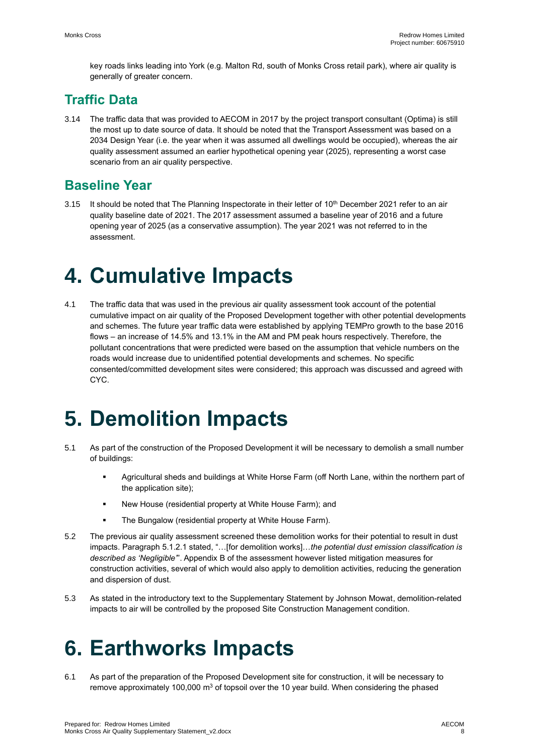key roads links leading into York (e.g. Malton Rd, south of Monks Cross retail park), where air quality is generally of greater concern.

## Traffic Data

3.14 The traffic data that was provided to AECOM in 2017 by the project transport consultant (Optima) is still the most up to date source of data. It should be noted that the Transport Assessment was based on a 2034 Design Year (i.e. the year when it was assumed all dwellings would be occupied), whereas the air quality assessment assumed an earlier hypothetical opening year (2025), representing a worst case scenario from an air quality perspective.

## Baseline Year

3.15 It should be noted that The Planning Inspectorate in their letter of 10th December 2021 refer to an air quality baseline date of 2021. The 2017 assessment assumed a baseline year of 2016 and a future opening year of 2025 (as a conservative assumption). The year 2021 was not referred to in the assessment.

# 4. Cumulative Impacts

4.1 The traffic data that was used in the previous air quality assessment took account of the potential cumulative impact on air quality of the Proposed Development together with other potential developments and schemes. The future year traffic data were established by applying TEMPro growth to the base 2016 flows – an increase of 14.5% and 13.1% in the AM and PM peak hours respectively. Therefore, the pollutant concentrations that were predicted were based on the assumption that vehicle numbers on the roads would increase due to unidentified potential developments and schemes. No specific consented/committed development sites were considered; this approach was discussed and agreed with CYC.

# 5. Demolition Impacts

5.1 As part of the construction of the Proposed Development it will be necessary to demolish a small number of buildings:

- Agricultural sheds and buildings at White Horse Farm (off North Lane, within the northern part of the application site);
- New House (residential property at White House Farm); and
- The Bungalow (residential property at White House Farm).

5.2 The previous air quality assessment screened these demolition works for their potential to result in dust impacts. Paragraph 5.1.2.1 stated, "…[for demolition works]…*the potential dust emission classification is described as 'Negligible'*". Appendix B of the assessment however listed mitigation measures for construction activities, several of which would also apply to demolition activities, reducing the generation and dispersion of dust.

5.3 As stated in the introductory text to the Supplementary Statement by Johnson Mowat, demolition-related impacts to air will be controlled by the proposed Site Construction Management condition.

# 6. Earthworks Impacts

6.1 As part of the preparation of the Proposed Development site for construction, it will be necessary to remove approximately 100,000 $m^3$ of topsoil over the 10 year build. When considering the phased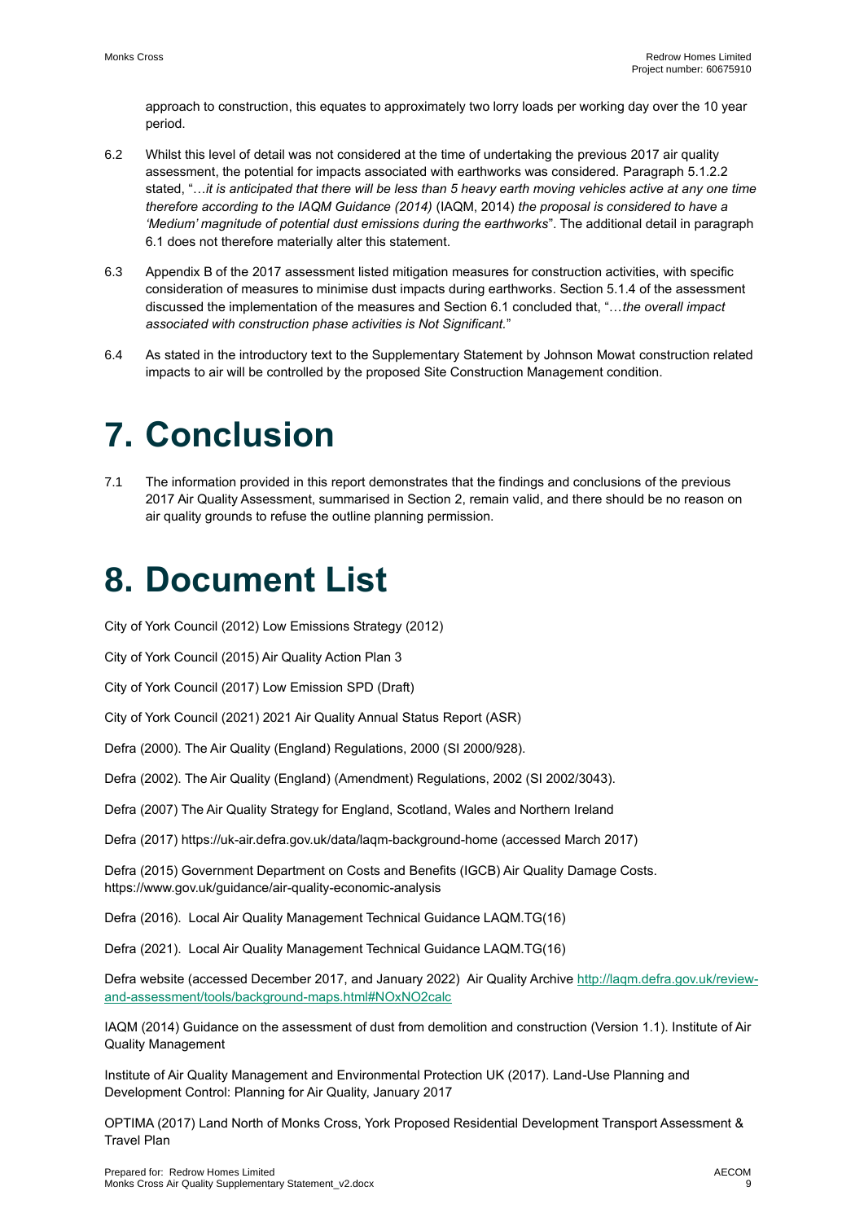approach to construction, this equates to approximately two lorry loads per working day over the 10 year period.

6.2 Whilst this level of detail was not considered at the time of undertaking the previous 2017 air quality assessment, the potential for impacts associated with earthworks was considered. Paragraph 5.1.2.2 stated, "…*it is anticipated that there will be less than 5 heavy earth moving vehicles active at any one time therefore according to the IAQM Guidance (2014)* (IAQM, 2014) *the proposal is considered to have a 'Medium' magnitude of potential dust emissions during the earthworks*". The additional detail in paragraph 6.1 does not therefore materially alter this statement.

6.3 Appendix B of the 2017 assessment listed mitigation measures for construction activities, with specific consideration of measures to minimise dust impacts during earthworks. Section 5.1.4 of the assessment discussed the implementation of the measures and Section 6.1 concluded that, "…*the overall impact associated with construction phase activities is Not Significant.*"

6.4 As stated in the introductory text to the Supplementary Statement by Johnson Mowat construction related impacts to air will be controlled by the proposed Site Construction Management condition.

# 7. Conclusion

7.1 The information provided in this report demonstrates that the findings and conclusions of the previous 2017 Air Quality Assessment, summarised in Section 2, remain valid, and there should be no reason on air quality grounds to refuse the outline planning permission.

# 8. Document List

City of York Council (2012) Low Emissions Strategy (2012)

City of York Council (2015) Air Quality Action Plan 3

City of York Council (2017) Low Emission SPD (Draft)

City of York Council (2021) 2021 Air Quality Annual Status Report (ASR)

Defra (2000). The Air Quality (England) Regulations, 2000 (SI 2000/928).

Defra (2002). The Air Quality (England) (Amendment) Regulations, 2002 (SI 2002/3043).

Defra (2007) The Air Quality Strategy for England, Scotland, Wales and Northern Ireland

Defra (2017) https://uk-air.defra.gov.uk/data/laqm-background-home (accessed March 2017)

Defra (2015) Government Department on Costs and Benefits (IGCB) Air Quality Damage Costs. https://www.gov.uk/guidance/air-quality-economic-analysis

Defra (2016). Local Air Quality Management Technical Guidance LAQM.TG(16)

Defra (2021). Local Air Quality Management Technical Guidance LAQM.TG(16)

Defra website (accessed December 2017, and January 2022) Air Quality Archive http://laqm.defra.gov.uk/review-and-assessment/tools/background-maps.html#NOxNO2calc

IAQM (2014) Guidance on the assessment of dust from demolition and construction (Version 1.1). Institute of Air Quality Management

Institute of Air Quality Management and Environmental Protection UK (2017). Land-Use Planning and Development Control: Planning for Air Quality, January 2017

OPTIMA (2017) Land North of Monks Cross, York Proposed Residential Development Transport Assessment & Travel Plan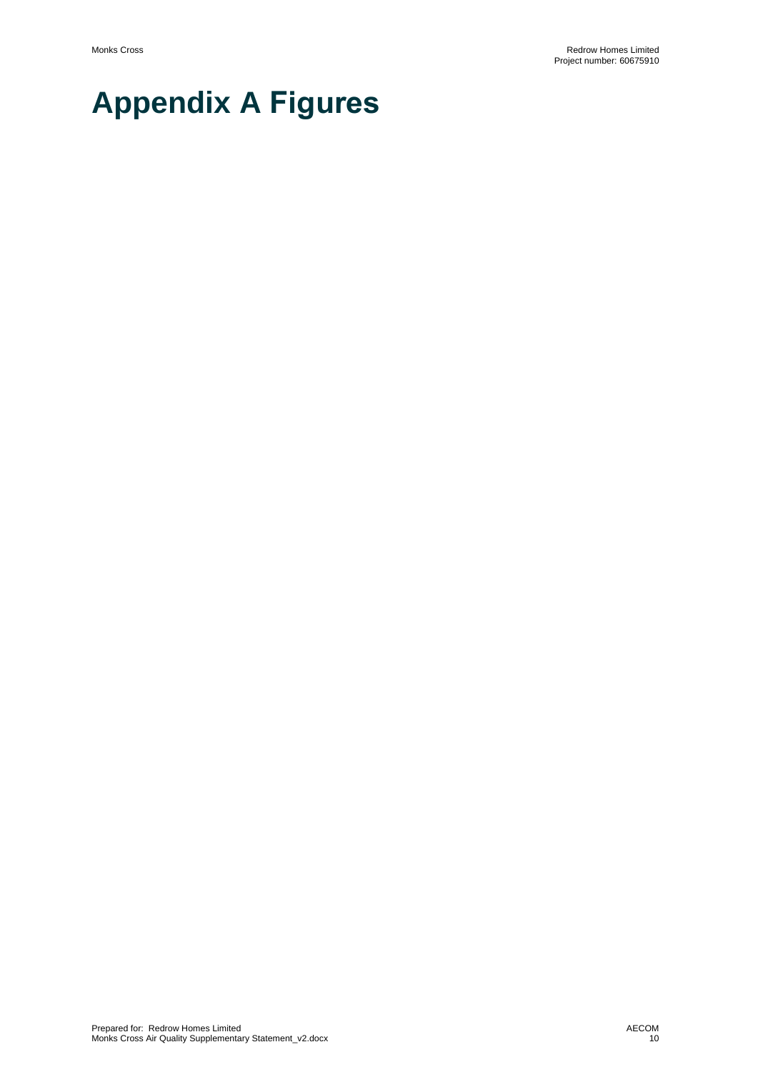# Appendix A Figures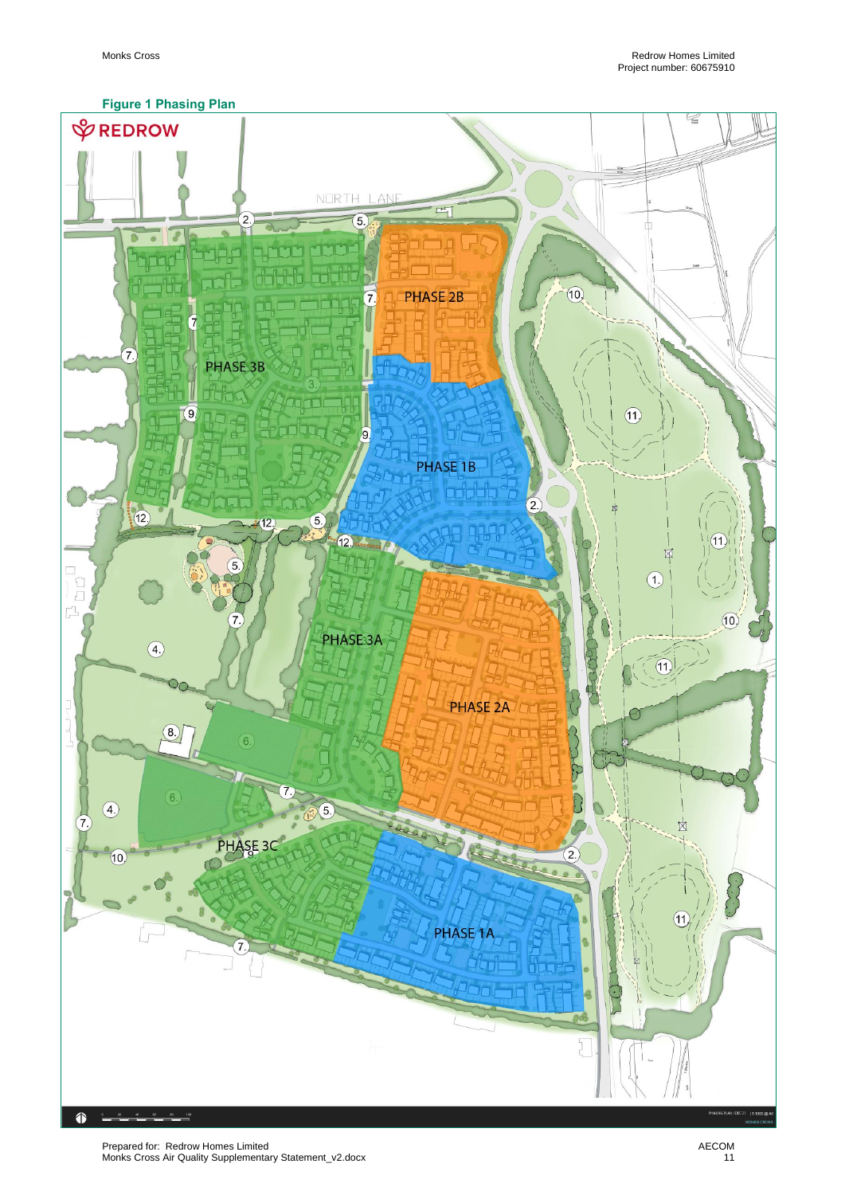**Figure 1 Phasing Plan**

REDROW

NORTH LANE

PHASE 2B

PHASE 3B

PHASE 1B

PHASE 3A

PHASE 2A

PHASE 3C

PHASE 1A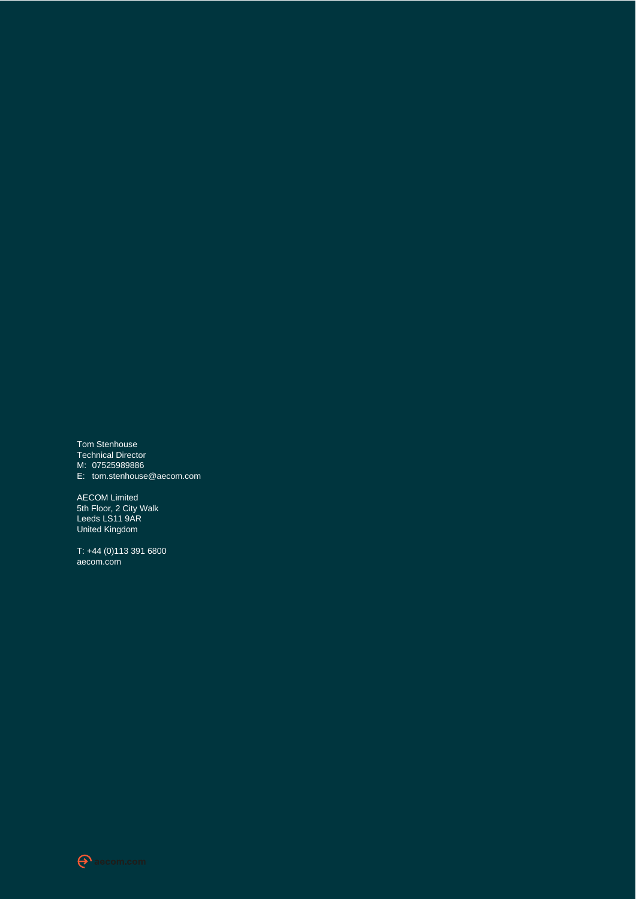Tom Stenhouse
Technical Director
M: 07525989886
E: tom.stenhouse@aecom.com

AECOM Limited
5th Floor, 2 City Walk
Leeds LS11 9AR
United Kingdom

T: +44 (0)113 391 6800
aecom.com